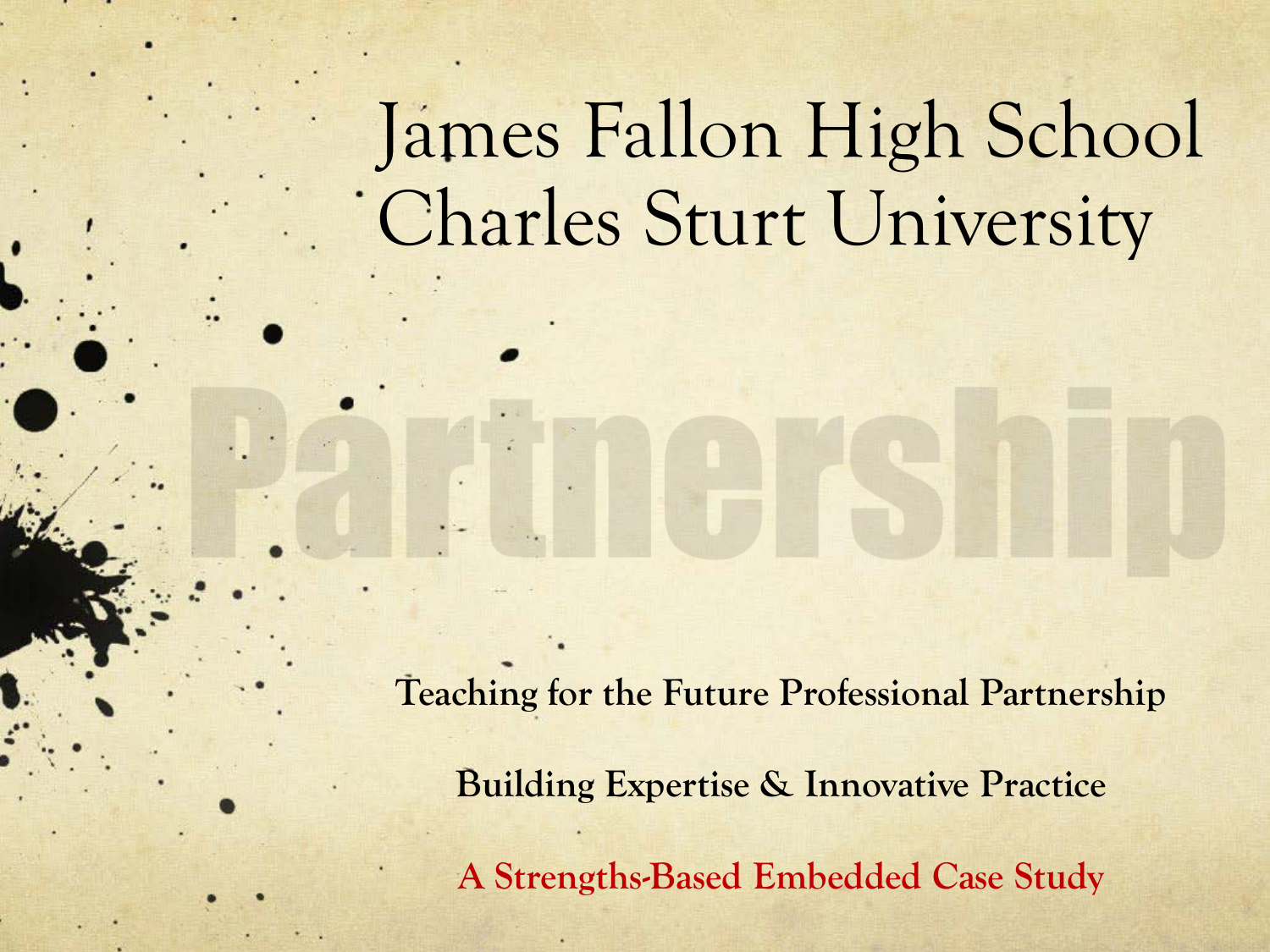# James Fallon High School
# Charles Sturt University

Partnership

**Teaching for the Future Professional Partnership**

**Building Expertise & Innovative Practice**

**A Strengths-Based Embedded Case Study**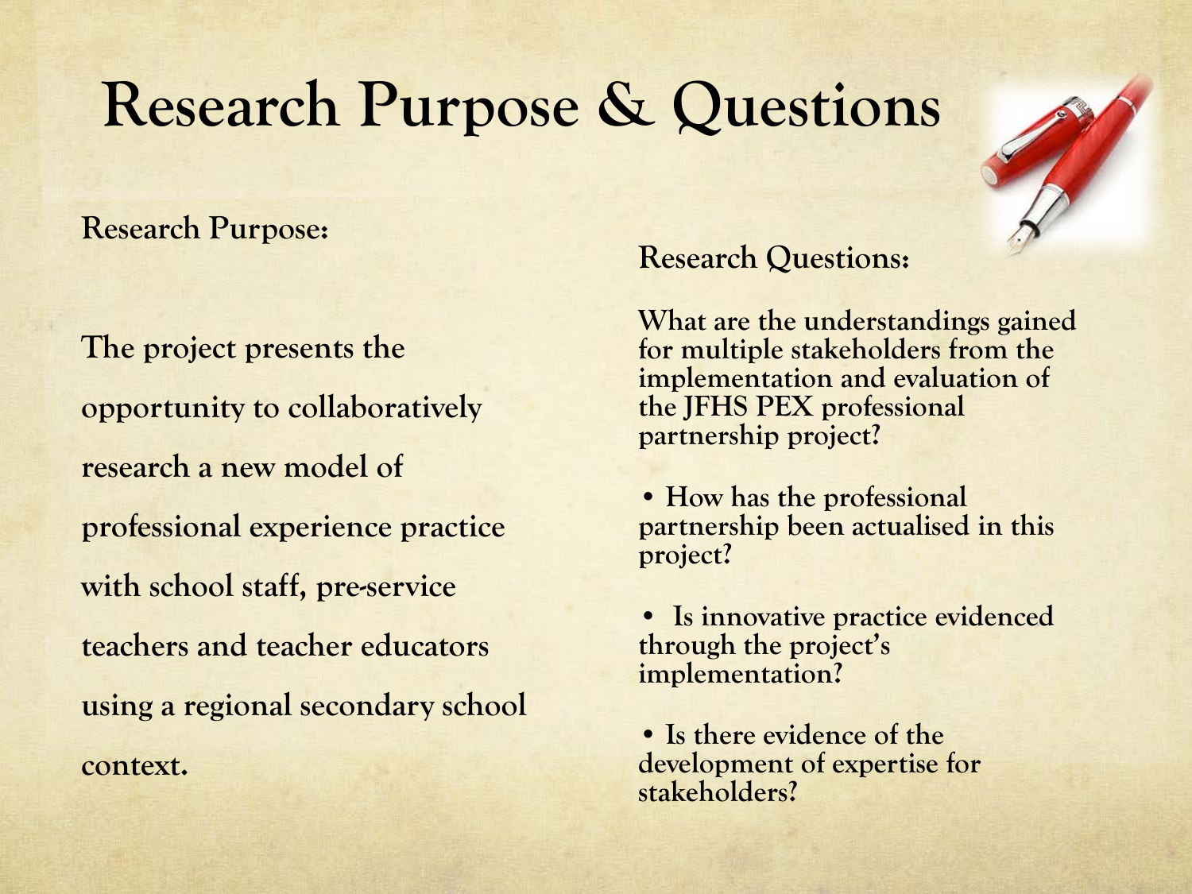# Research Purpose & Questions

**Research Purpose:**

**The project presents the opportunity to collaboratively research a new model of professional experience practice with school staff, pre-service teachers and teacher educators using a regional secondary school context.**

**Research Questions:**

**What are the understandings gained for multiple stakeholders from the implementation and evaluation of the JFHS PEX professional partnership project?**

- **How has the professional partnership been actualised in this project?**
- **Is innovative practice evidenced through the project's implementation?**
- **Is there evidence of the development of expertise for stakeholders?**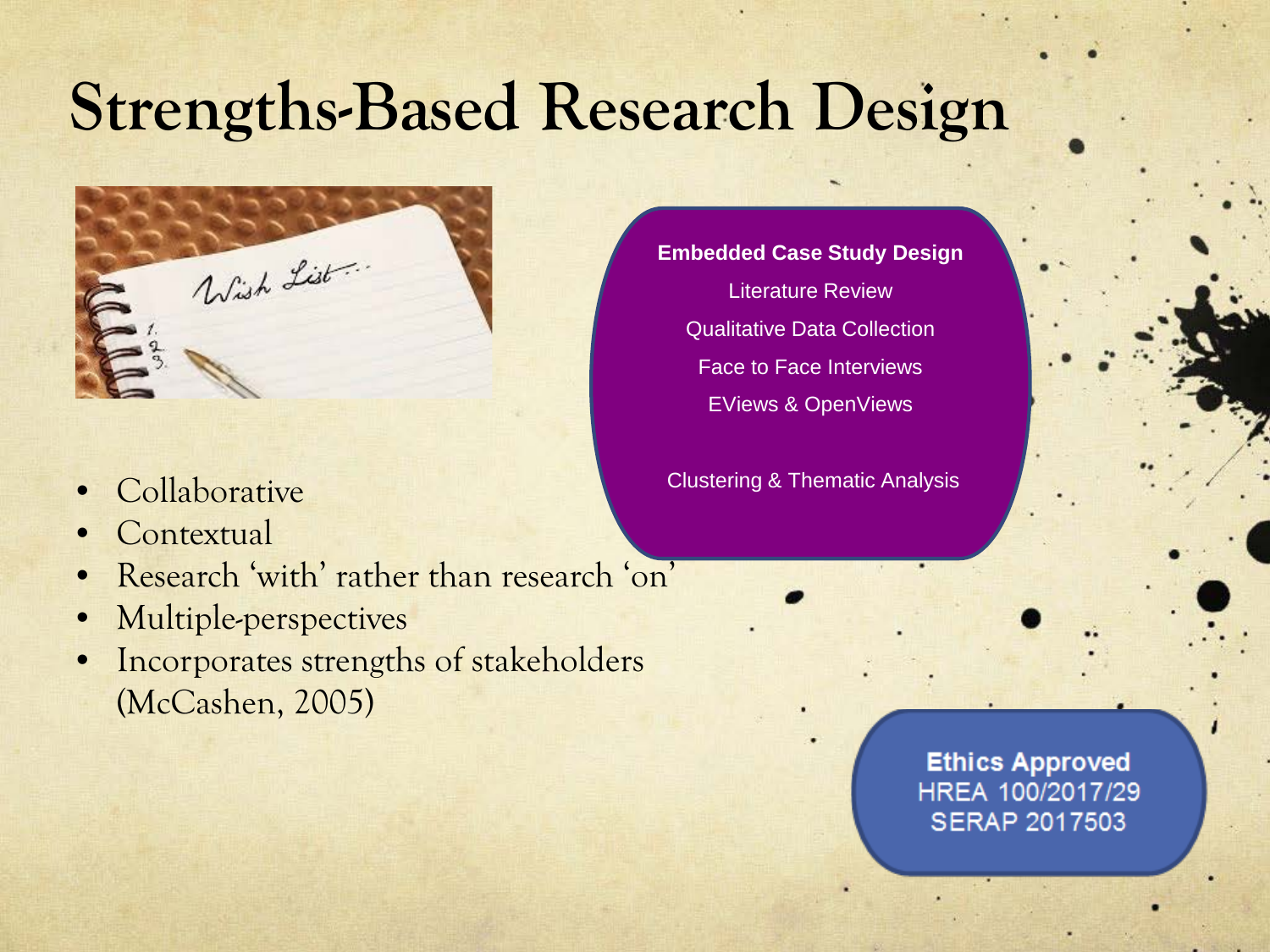# Strengths-Based Research Design

**Embedded Case Study Design**

Literature Review

Qualitative Data Collection

Face to Face Interviews

EViews & OpenViews

Clustering & Thematic Analysis

- Collaborative
- Contextual
- Research 'with' rather than research 'on'
- Multiple-perspectives
- Incorporates strengths of stakeholders (McCashen, 2005)

**Ethics Approved**
HREA 100/2017/29
SERAP 2017503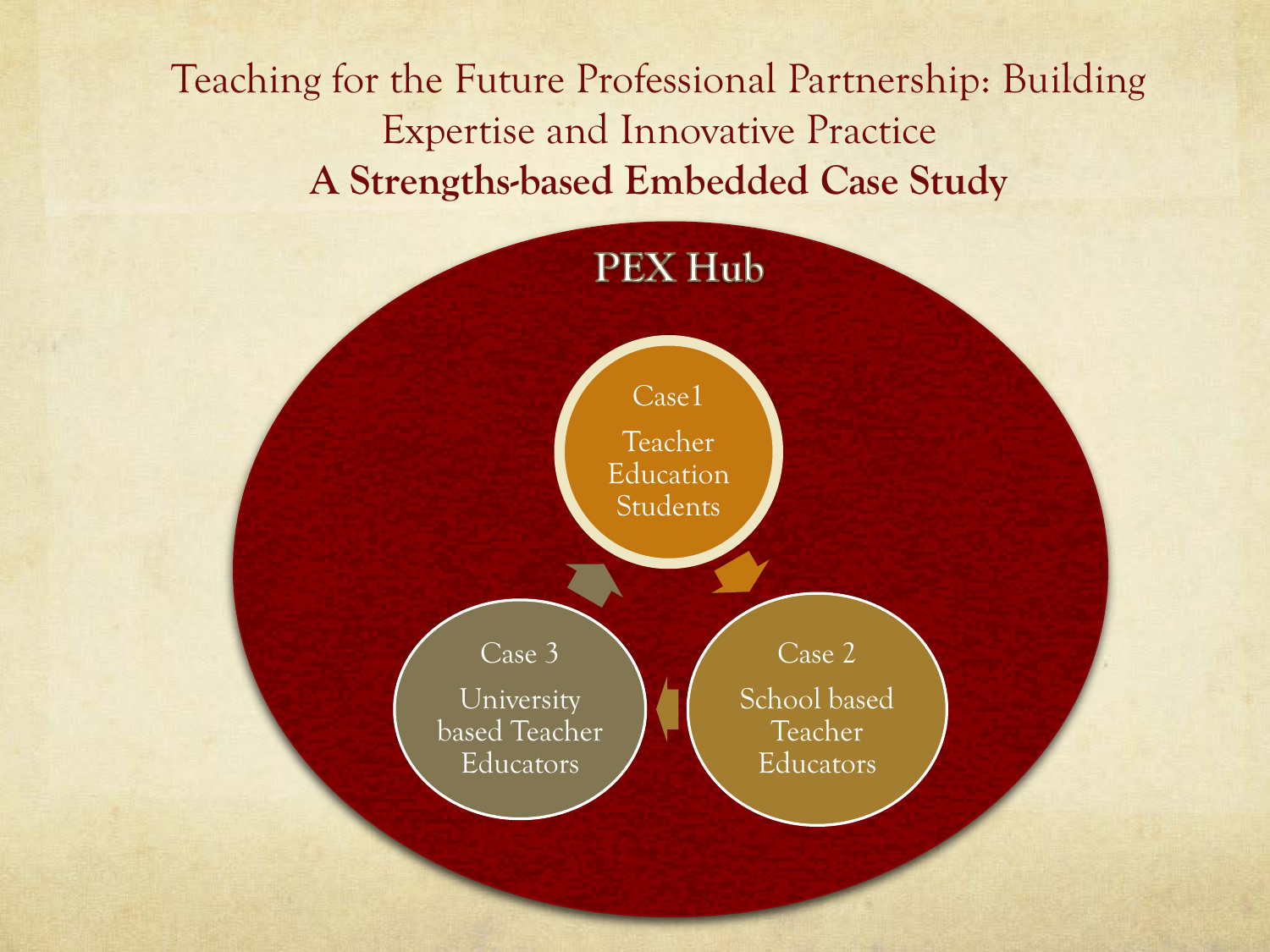# Teaching for the Future Professional Partnership: Building Expertise and Innovative Practice

## A Strengths-based Embedded Case Study

### PEX Hub

- Case1
  Teacher Education Students
- Case 2
  School based Teacher Educators
- Case 3
  University based Teacher Educators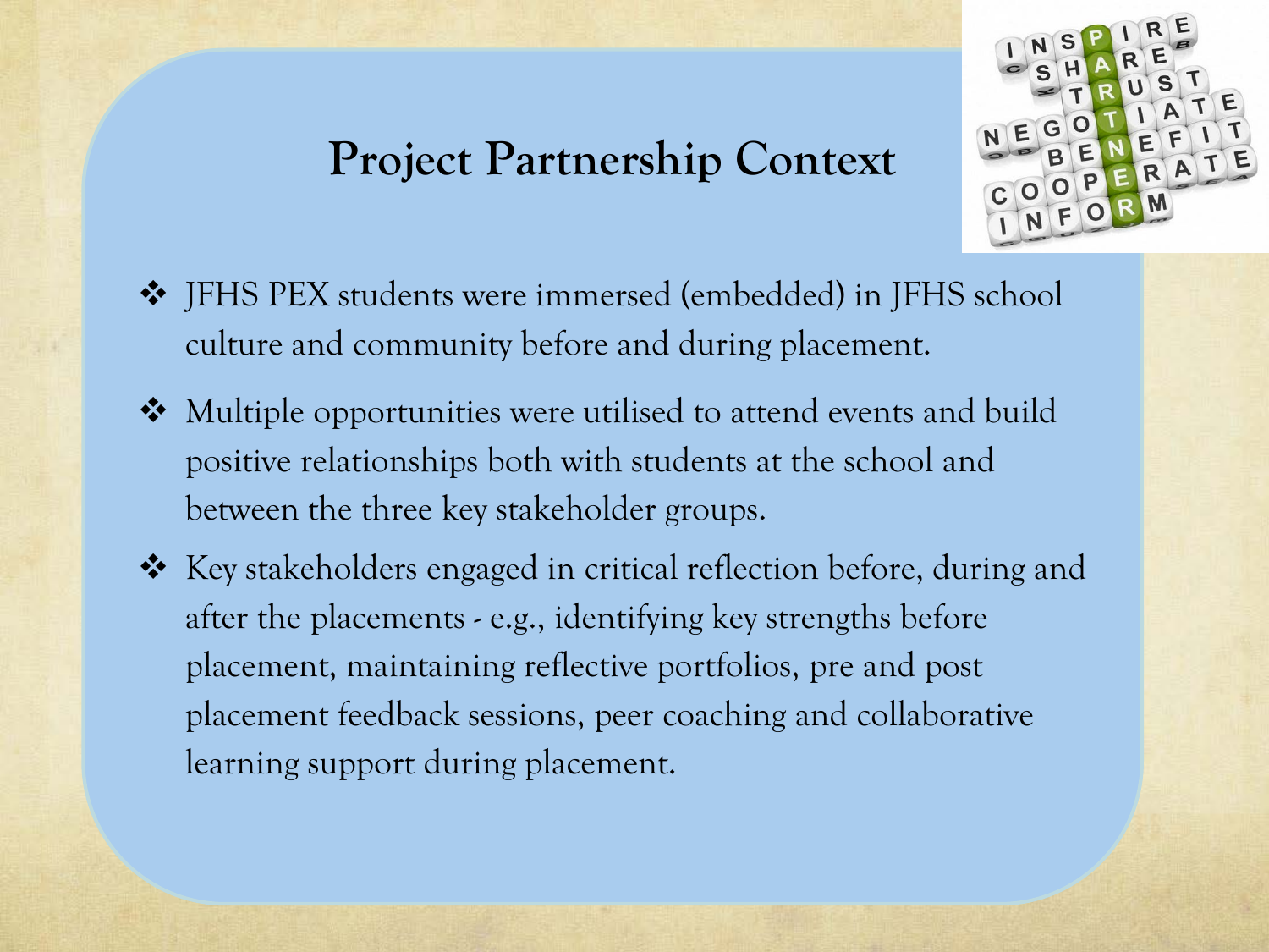## Project Partnership Context

- JFHS PEX students were immersed (embedded) in JFHS school culture and community before and during placement.
- Multiple opportunities were utilised to attend events and build positive relationships both with students at the school and between the three key stakeholder groups.
- Key stakeholders engaged in critical reflection before, during and after the placements - e.g., identifying key strengths before placement, maintaining reflective portfolios, pre and post placement feedback sessions, peer coaching and collaborative learning support during placement.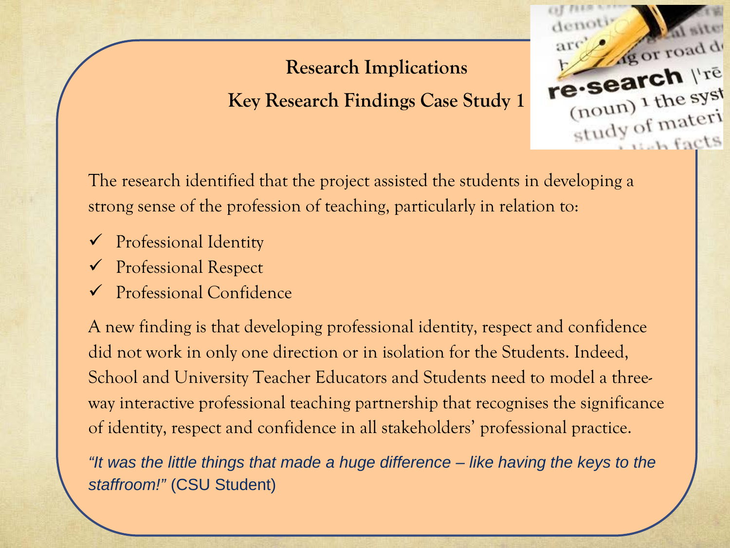## Research Implications

### Key Research Findings Case Study 1

The research identified that the project assisted the students in developing a strong sense of the profession of teaching, particularly in relation to:

- ✓ Professional Identity
- ✓ Professional Respect
- ✓ Professional Confidence

A new finding is that developing professional identity, respect and confidence did not work in only one direction or in isolation for the Students. Indeed, School and University Teacher Educators and Students need to model a three-way interactive professional teaching partnership that recognises the significance of identity, respect and confidence in all stakeholders' professional practice.

*"It was the little things that made a huge difference – like having the keys to the staffroom!"* (CSU Student)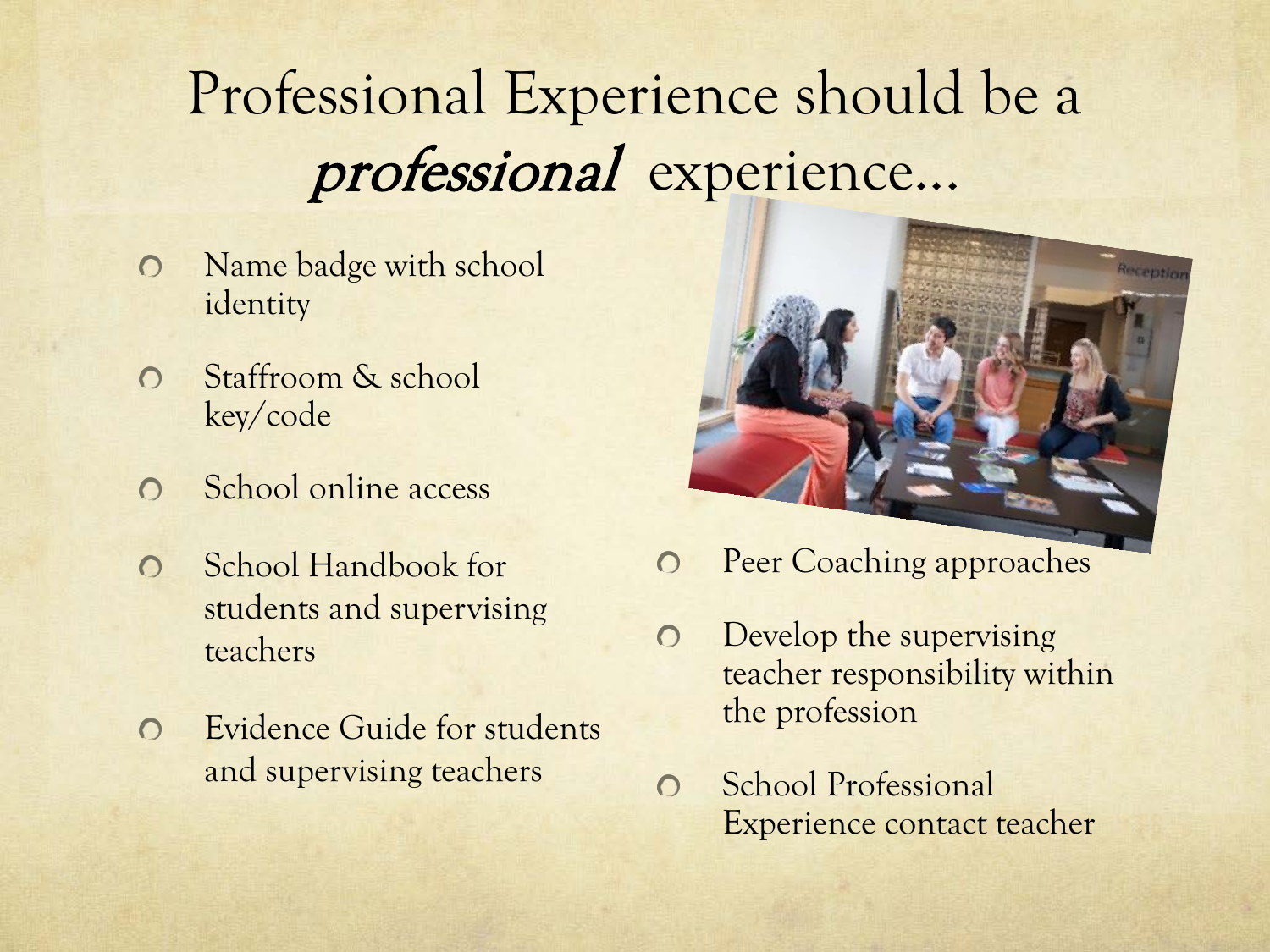# Professional Experience should be a *professional* experience…

- Name badge with school identity
- Staffroom & school key/code
- School online access
- School Handbook for students and supervising teachers
- Evidence Guide for students and supervising teachers
- Peer Coaching approaches
- Develop the supervising teacher responsibility within the profession
- School Professional Experience contact teacher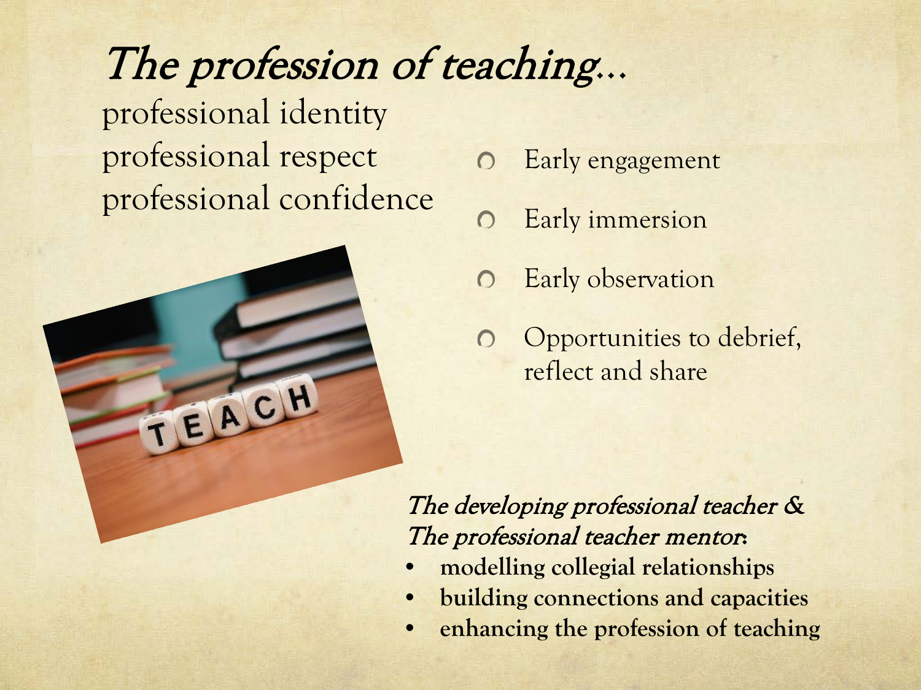# *The profession of teaching…*

professional identity
professional respect
professional confidence

- Early engagement
- Early immersion
- Early observation
- Opportunities to debrief, reflect and share

*The developing professional teacher &*
*The professional teacher mentor*:

- **modelling collegial relationships**
- **building connections and capacities**
- **enhancing the profession of teaching**